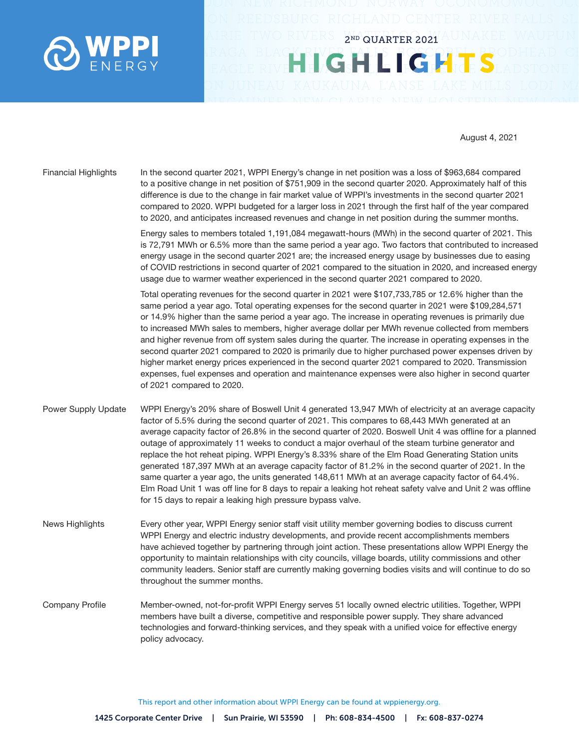# WPPI ENERGY

## 2ND QUARTER 2021 HIGHLIGHTS

August 4, 2021

### Financial Highlights

In the second quarter 2021, WPPI Energy's change in net position was a loss of $963,684 compared to a positive change in net position of $751,909 in the second quarter 2020. Approximately half of this difference is due to the change in fair market value of WPPI's investments in the second quarter 2021 compared to 2020. WPPI budgeted for a larger loss in 2021 through the first half of the year compared to 2020, and anticipates increased revenues and change in net position during the summer months.

Energy sales to members totaled 1,191,084 megawatt-hours (MWh) in the second quarter of 2021. This is 72,791 MWh or 6.5% more than the same period a year ago. Two factors that contributed to increased energy usage in the second quarter 2021 are; the increased energy usage by businesses due to easing of COVID restrictions in second quarter of 2021 compared to the situation in 2020, and increased energy usage due to warmer weather experienced in the second quarter 2021 compared to 2020.

Total operating revenues for the second quarter in 2021 were $107,733,785 or 12.6% higher than the same period a year ago. Total operating expenses for the second quarter in 2021 were $109,284,571 or 14.9% higher than the same period a year ago. The increase in operating revenues is primarily due to increased MWh sales to members, higher average dollar per MWh revenue collected from members and higher revenue from off system sales during the quarter. The increase in operating expenses in the second quarter 2021 compared to 2020 is primarily due to higher purchased power expenses driven by higher market energy prices experienced in the second quarter 2021 compared to 2020. Transmission expenses, fuel expenses and operation and maintenance expenses were also higher in second quarter of 2021 compared to 2020.

### Power Supply Update

WPPI Energy's 20% share of Boswell Unit 4 generated 13,947 MWh of electricity at an average capacity factor of 5.5% during the second quarter of 2021. This compares to 68,443 MWh generated at an average capacity factor of 26.8% in the second quarter of 2020. Boswell Unit 4 was offline for a planned outage of approximately 11 weeks to conduct a major overhaul of the steam turbine generator and replace the hot reheat piping. WPPI Energy's 8.33% share of the Elm Road Generating Station units generated 187,397 MWh at an average capacity factor of 81.2% in the second quarter of 2021. In the same quarter a year ago, the units generated 148,611 MWh at an average capacity factor of 64.4%. Elm Road Unit 1 was off line for 8 days to repair a leaking hot reheat safety valve and Unit 2 was offline for 15 days to repair a leaking high pressure bypass valve.

### News Highlights

Every other year, WPPI Energy senior staff visit utility member governing bodies to discuss current WPPI Energy and electric industry developments, and provide recent accomplishments members have achieved together by partnering through joint action. These presentations allow WPPI Energy the opportunity to maintain relationships with city councils, village boards, utility commissions and other community leaders. Senior staff are currently making governing bodies visits and will continue to do so throughout the summer months.

### Company Profile

Member-owned, not-for-profit WPPI Energy serves 51 locally owned electric utilities. Together, WPPI members have built a diverse, competitive and responsible power supply. They share advanced technologies and forward-thinking services, and they speak with a unified voice for effective energy policy advocacy.

This report and other information about WPPI Energy can be found at wppienergy.org.

1425 Corporate Center Drive | Sun Prairie, WI 53590 | Ph: 608-834-4500 | Fx: 608-837-0274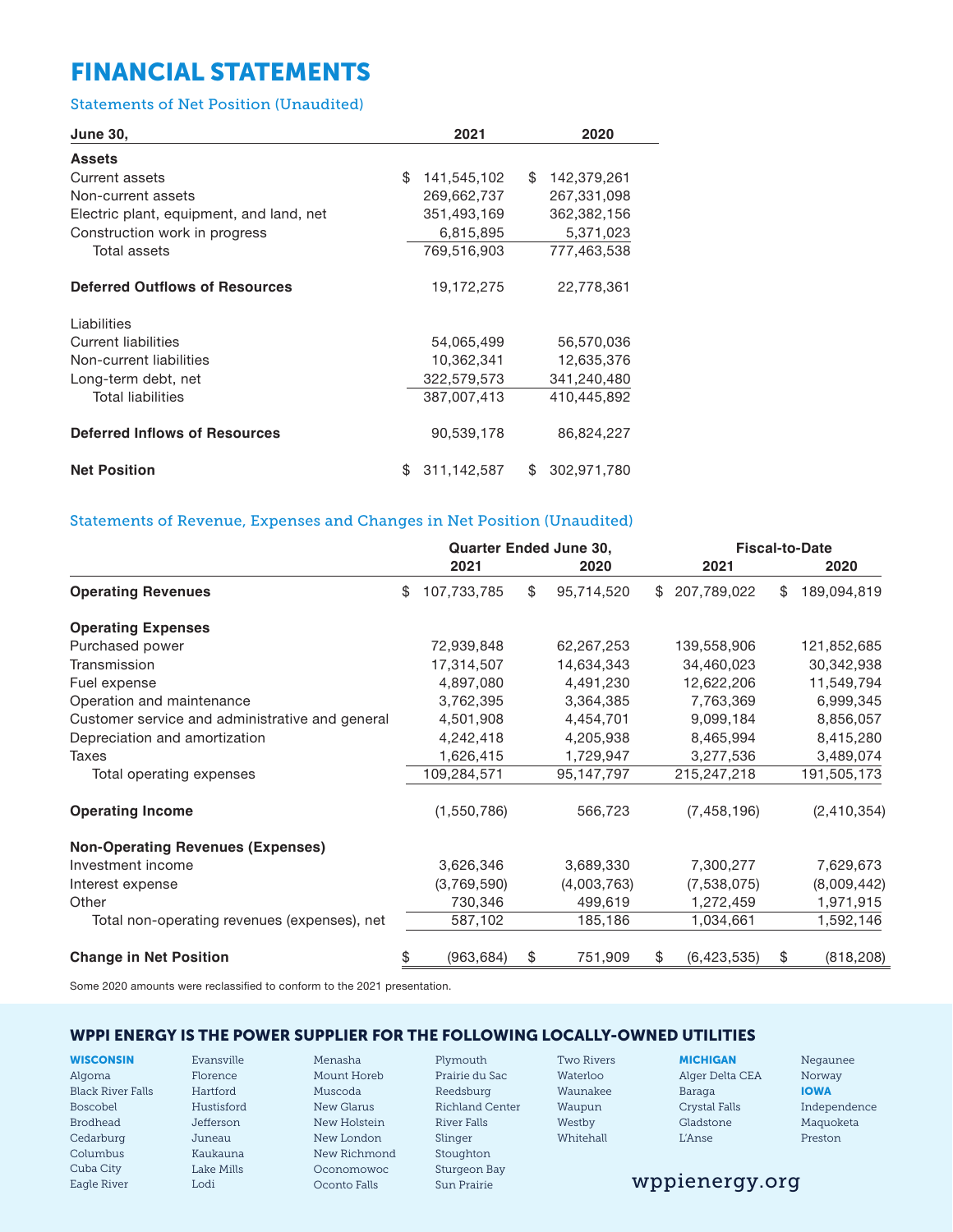# FINANCIAL STATEMENTS

## Statements of Net Position (Unaudited)

| June 30, | 2021 | 2020 |
|---|---|---|
| **Assets** | | |
| Current assets | $ 141,545,102 | $ 142,379,261 |
| Non-current assets | 269,662,737 | 267,331,098 |
| Electric plant, equipment, and land, net | 351,493,169 | 362,382,156 |
| Construction work in progress | 6,815,895 | 5,371,023 |
| Total assets | 769,516,903 | 777,463,538 |
| **Deferred Outflows of Resources** | 19,172,275 | 22,778,361 |
| Liabilities | | |
| Current liabilities | 54,065,499 | 56,570,036 |
| Non-current liabilities | 10,362,341 | 12,635,376 |
| Long-term debt, net | 322,579,573 | 341,240,480 |
| Total liabilities | 387,007,413 | 410,445,892 |
| **Deferred Inflows of Resources** | 90,539,178 | 86,824,227 |
| **Net Position** | $ 311,142,587 | $ 302,971,780 |

## Statements of Revenue, Expenses and Changes in Net Position (Unaudited)

| | Quarter Ended June 30, | | Fiscal-to-Date | |
|---|---|---|---|---|
| | 2021 | 2020 | 2021 | 2020 |
| **Operating Revenues** | $ 107,733,785 | $ 95,714,520 | $ 207,789,022 | $ 189,094,819 |
| **Operating Expenses** | | | | |
| Purchased power | 72,939,848 | 62,267,253 | 139,558,906 | 121,852,685 |
| Transmission | 17,314,507 | 14,634,343 | 34,460,023 | 30,342,938 |
| Fuel expense | 4,897,080 | 4,491,230 | 12,622,206 | 11,549,794 |
| Operation and maintenance | 3,762,395 | 3,364,385 | 7,763,369 | 6,999,345 |
| Customer service and administrative and general | 4,501,908 | 4,454,701 | 9,099,184 | 8,856,057 |
| Depreciation and amortization | 4,242,418 | 4,205,938 | 8,465,994 | 8,415,280 |
| Taxes | 1,626,415 | 1,729,947 | 3,277,536 | 3,489,074 |
| Total operating expenses | 109,284,571 | 95,147,797 | 215,247,218 | 191,505,173 |
| **Operating Income** | (1,550,786) | 566,723 | (7,458,196) | (2,410,354) |
| **Non-Operating Revenues (Expenses)** | | | | |
| Investment income | 3,626,346 | 3,689,330 | 7,300,277 | 7,629,673 |
| Interest expense | (3,769,590) | (4,003,763) | (7,538,075) | (8,009,442) |
| Other | 730,346 | 499,619 | 1,272,459 | 1,971,915 |
| Total non-operating revenues (expenses), net | 587,102 | 185,186 | 1,034,661 | 1,592,146 |
| **Change in Net Position** | $ (963,684) | $ 751,909 | $ (6,423,535) | $ (818,208) |

Some 2020 amounts were reclassified to conform to the 2021 presentation.

## WPPI ENERGY IS THE POWER SUPPLIER FOR THE FOLLOWING LOCALLY-OWNED UTILITIES

**WISCONSIN**
Algoma
Black River Falls
Boscobel
Brodhead
Cedarburg
Columbus
Cuba City
Eagle River
Evansville
Florence
Hartford
Hustisford
Jefferson
Juneau
Kaukauna
Lake Mills
Lodi
Menasha
Mount Horeb
Muscoda
New Glarus
New Holstein
New London
New Richmond
Oconomowoc
Oconto Falls
Plymouth
Prairie du Sac
Reedsburg
Richland Center
River Falls
Slinger
Stoughton
Sturgeon Bay
Sun Prairie
Two Rivers
Waterloo
Waunakee
Waupun
Westby
Whitehall

**MICHIGAN**
Alger Delta CEA
Baraga
Crystal Falls
Gladstone
L'Anse
Negaunee
Norway

**IOWA**
Independence
Maquoketa
Preston

wppienergy.org